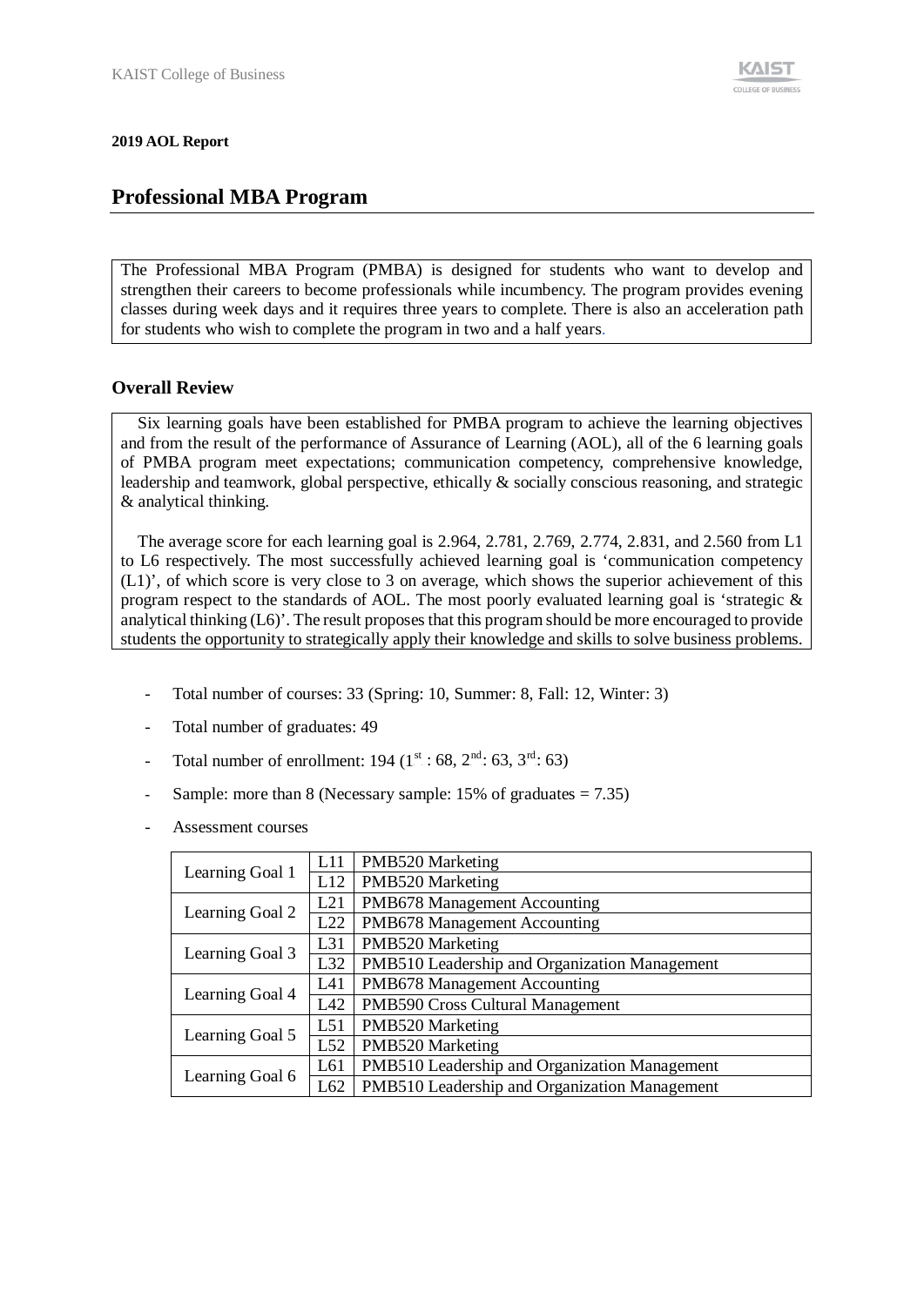**2019 AOL Report**

# Professional MBA Program

The Professional MBA Program (PMBA) is designed for students who want to develop and strengthen their careers to become professionals while incumbency. The program provides evening classes during week days and it requires three years to complete. There is also an acceleration path for students who wish to complete the program in two and a half years.

## Overall Review

Six learning goals have been established for PMBA program to achieve the learning objectives and from the result of the performance of Assurance of Learning (AOL), all of the 6 learning goals of PMBA program meet expectations; communication competency, comprehensive knowledge, leadership and teamwork, global perspective, ethically & socially conscious reasoning, and strategic & analytical thinking.

The average score for each learning goal is 2.964, 2.781, 2.769, 2.774, 2.831, and 2.560 from L1 to L6 respectively. The most successfully achieved learning goal is 'communication competency (L1)', of which score is very close to 3 on average, which shows the superior achievement of this program respect to the standards of AOL. The most poorly evaluated learning goal is 'strategic & analytical thinking (L6)'. The result proposes that this program should be more encouraged to provide students the opportunity to strategically apply their knowledge and skills to solve business problems.

- Total number of courses: 33 (Spring: 10, Summer: 8, Fall: 12, Winter: 3)
- Total number of graduates: 49
- Total number of enrollment: 194 (1st : 68, 2nd: 63, 3rd: 63)
- Sample: more than 8 (Necessary sample: 15% of graduates = 7.35)
- Assessment courses

| | | |
|---|---|---|
| Learning Goal 1 | L11 | PMB520 Marketing |
| | L12 | PMB520 Marketing |
| Learning Goal 2 | L21 | PMB678 Management Accounting |
| | L22 | PMB678 Management Accounting |
| Learning Goal 3 | L31 | PMB520 Marketing |
| | L32 | PMB510 Leadership and Organization Management |
| Learning Goal 4 | L41 | PMB678 Management Accounting |
| | L42 | PMB590 Cross Cultural Management |
| Learning Goal 5 | L51 | PMB520 Marketing |
| | L52 | PMB520 Marketing |
| Learning Goal 6 | L61 | PMB510 Leadership and Organization Management |
| | L62 | PMB510 Leadership and Organization Management |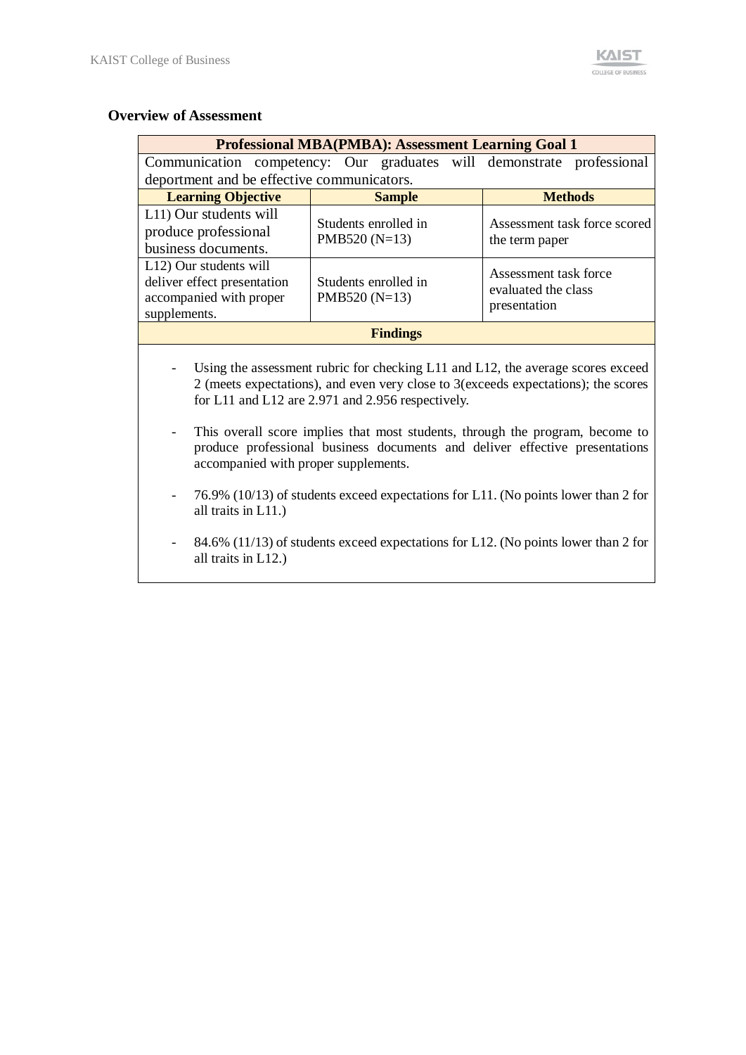**Overview of Assessment**

| Professional MBA(PMBA): Assessment Learning Goal 1 | | |
|---|---|---|
| Communication competency: Our graduates will demonstrate professional deportment and be effective communicators. | | |
| **Learning Objective** | **Sample** | **Methods** |
| L11) Our students will produce professional business documents. | Students enrolled in PMB520 (N=13) | Assessment task force scored the term paper |
| L12) Our students will deliver effect presentation accompanied with proper supplements. | Students enrolled in PMB520 (N=13) | Assessment task force evaluated the class presentation |
| **Findings** | | |

- Using the assessment rubric for checking L11 and L12, the average scores exceed 2 (meets expectations), and even very close to 3(exceeds expectations); the scores for L11 and L12 are 2.971 and 2.956 respectively.

- This overall score implies that most students, through the program, become to produce professional business documents and deliver effective presentations accompanied with proper supplements.

- 76.9% (10/13) of students exceed expectations for L11. (No points lower than 2 for all traits in L11.)

- 84.6% (11/13) of students exceed expectations for L12. (No points lower than 2 for all traits in L12.)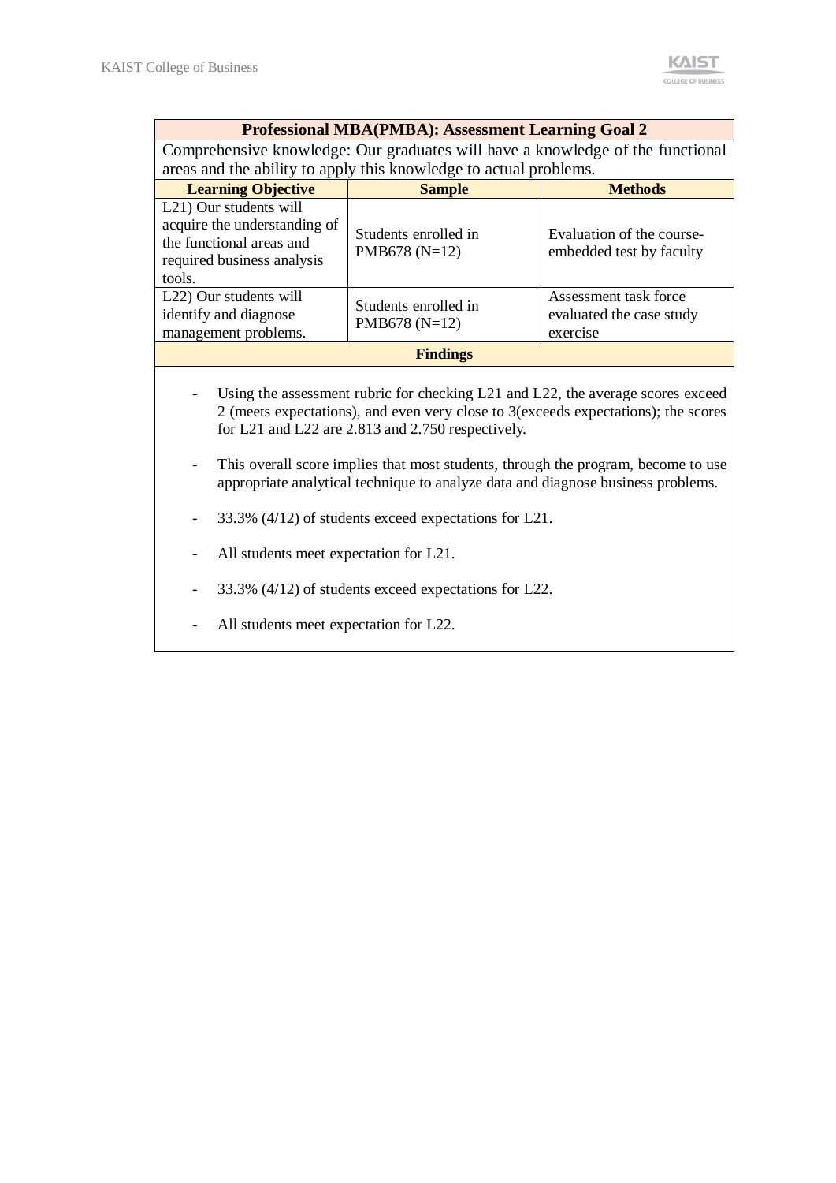| Professional MBA(PMBA): Assessment Learning Goal 2 | | |
|---|---|---|
| Comprehensive knowledge: Our graduates will have a knowledge of the functional areas and the ability to apply this knowledge to actual problems. | | |
| **Learning Objective** | **Sample** | **Methods** |
| L21) Our students will acquire the understanding of the functional areas and required business analysis tools. | Students enrolled in PMB678 (N=12) | Evaluation of the course-embedded test by faculty |
| L22) Our students will identify and diagnose management problems. | Students enrolled in PMB678 (N=12) | Assessment task force evaluated the case study exercise |
| **Findings** | | |

- Using the assessment rubric for checking L21 and L22, the average scores exceed 2 (meets expectations), and even very close to 3(exceeds expectations); the scores for L21 and L22 are 2.813 and 2.750 respectively.

- This overall score implies that most students, through the program, become to use appropriate analytical technique to analyze data and diagnose business problems.

- 33.3% (4/12) of students exceed expectations for L21.

- All students meet expectation for L21.

- 33.3% (4/12) of students exceed expectations for L22.

- All students meet expectation for L22.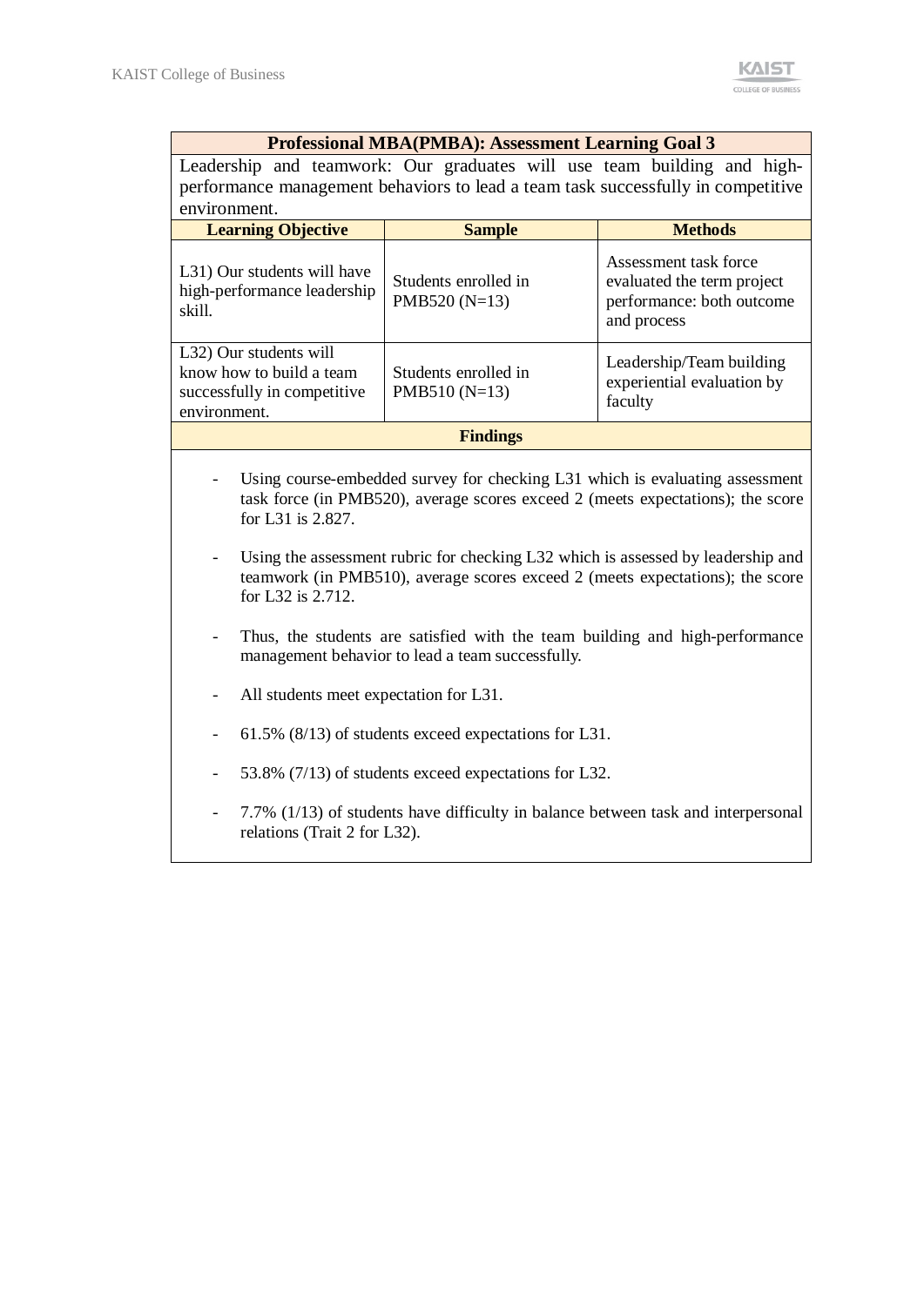**Professional MBA(PMBA): Assessment Learning Goal 3**

Leadership and teamwork: Our graduates will use team building and high-performance management behaviors to lead a team task successfully in competitive environment.

| Learning Objective | Sample | Methods |
|---|---|---|
| L31) Our students will have high-performance leadership skill. | Students enrolled in PMB520 (N=13) | Assessment task force evaluated the term project performance: both outcome and process |
| L32) Our students will know how to build a team successfully in competitive environment. | Students enrolled in PMB510 (N=13) | Leadership/Team building experiential evaluation by faculty |

**Findings**

- Using course-embedded survey for checking L31 which is evaluating assessment task force (in PMB520), average scores exceed 2 (meets expectations); the score for L31 is 2.827.
- Using the assessment rubric for checking L32 which is assessed by leadership and teamwork (in PMB510), average scores exceed 2 (meets expectations); the score for L32 is 2.712.
- Thus, the students are satisfied with the team building and high-performance management behavior to lead a team successfully.
- All students meet expectation for L31.
- 61.5% (8/13) of students exceed expectations for L31.
- 53.8% (7/13) of students exceed expectations for L32.
- 7.7% (1/13) of students have difficulty in balance between task and interpersonal relations (Trait 2 for L32).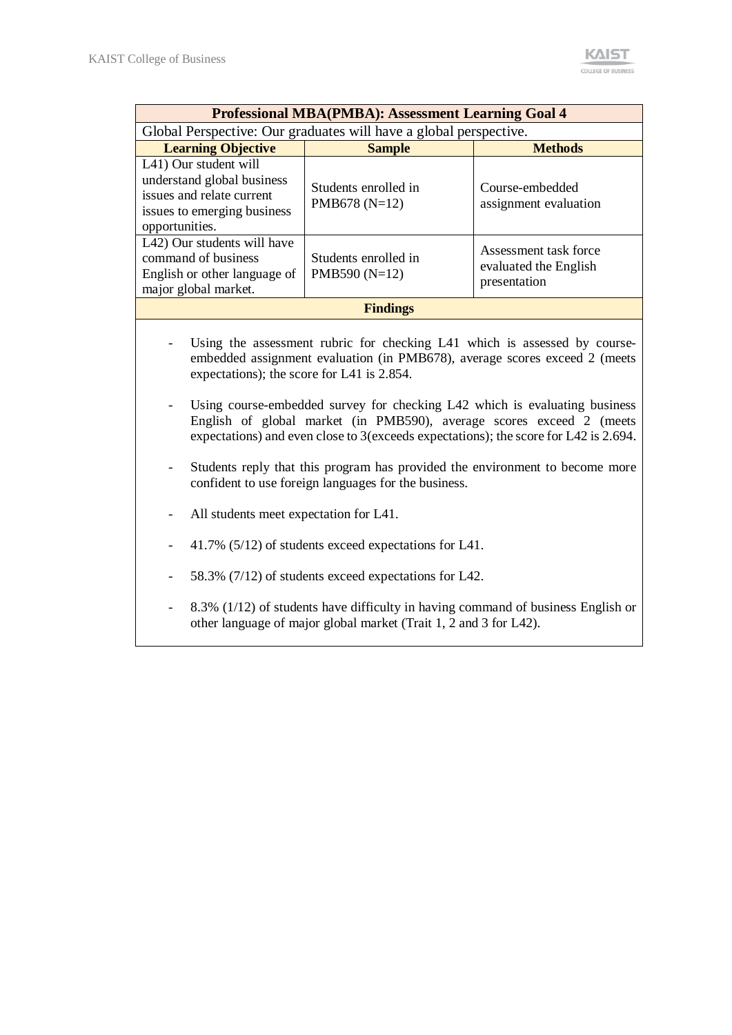| Professional MBA(PMBA): Assessment Learning Goal 4 | | |
|---|---|---|
| Global Perspective: Our graduates will have a global perspective. | | |
| **Learning Objective** | **Sample** | **Methods** |
| L41) Our student will understand global business issues and relate current issues to emerging business opportunities. | Students enrolled in PMB678 (N=12) | Course-embedded assignment evaluation |
| L42) Our students will have command of business English or other language of major global market. | Students enrolled in PMB590 (N=12) | Assessment task force evaluated the English presentation |
| **Findings** | | |

- Using the assessment rubric for checking L41 which is assessed by course-embedded assignment evaluation (in PMB678), average scores exceed 2 (meets expectations); the score for L41 is 2.854.
- Using course-embedded survey for checking L42 which is evaluating business English of global market (in PMB590), average scores exceed 2 (meets expectations) and even close to 3(exceeds expectations); the score for L42 is 2.694.
- Students reply that this program has provided the environment to become more confident to use foreign languages for the business.
- All students meet expectation for L41.
- 41.7% (5/12) of students exceed expectations for L41.
- 58.3% (7/12) of students exceed expectations for L42.
- 8.3% (1/12) of students have difficulty in having command of business English or other language of major global market (Trait 1, 2 and 3 for L42).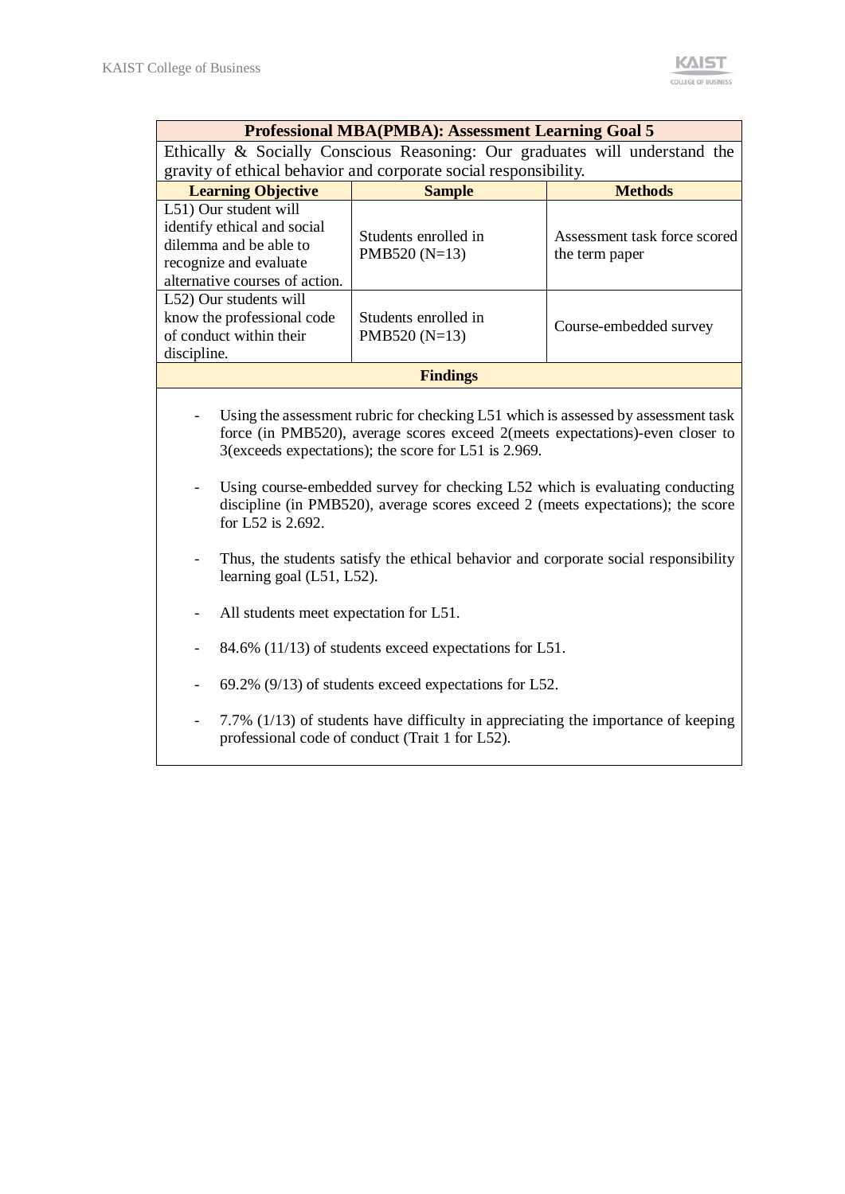| Professional MBA(PMBA): Assessment Learning Goal 5 | | |
|---|---|---|
| Ethically & Socially Conscious Reasoning: Our graduates will understand the gravity of ethical behavior and corporate social responsibility. | | |
| **Learning Objective** | **Sample** | **Methods** |
| L51) Our student will identify ethical and social dilemma and be able to recognize and evaluate alternative courses of action. | Students enrolled in PMB520 (N=13) | Assessment task force scored the term paper |
| L52) Our students will know the professional code of conduct within their discipline. | Students enrolled in PMB520 (N=13) | Course-embedded survey |
| **Findings** | | |

- Using the assessment rubric for checking L51 which is assessed by assessment task force (in PMB520), average scores exceed 2(meets expectations)-even closer to 3(exceeds expectations); the score for L51 is 2.969.

- Using course-embedded survey for checking L52 which is evaluating conducting discipline (in PMB520), average scores exceed 2 (meets expectations); the score for L52 is 2.692.

- Thus, the students satisfy the ethical behavior and corporate social responsibility learning goal (L51, L52).

- All students meet expectation for L51.

- 84.6% (11/13) of students exceed expectations for L51.

- 69.2% (9/13) of students exceed expectations for L52.

- 7.7% (1/13) of students have difficulty in appreciating the importance of keeping professional code of conduct (Trait 1 for L52).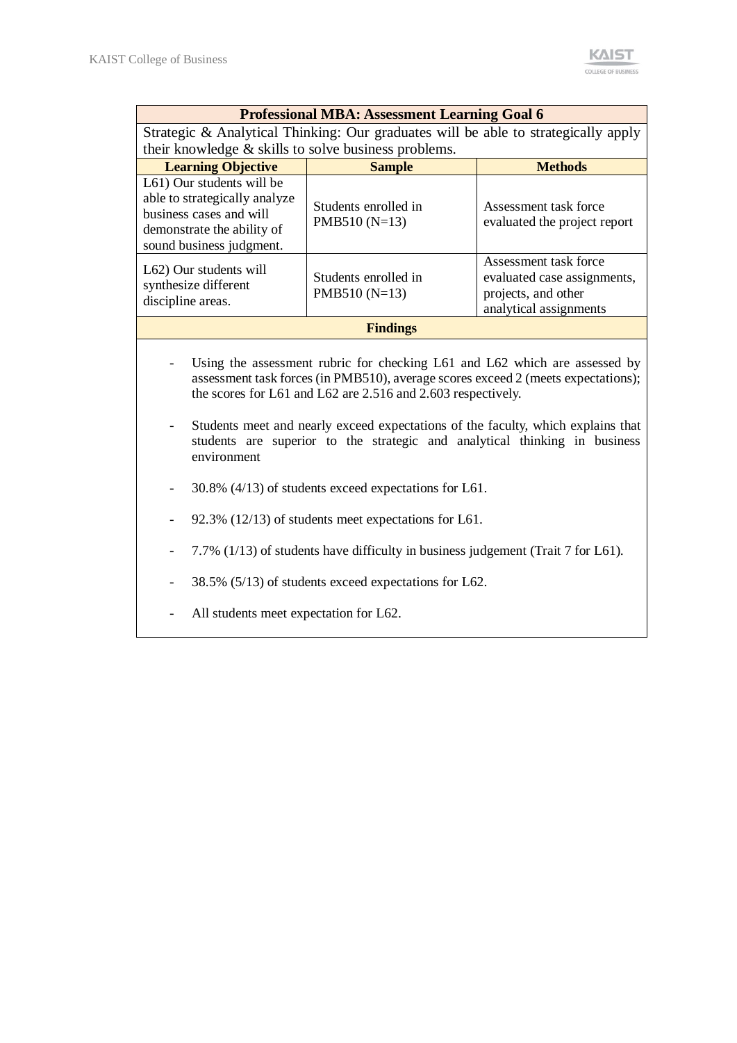| Professional MBA: Assessment Learning Goal 6 | | |
|---|---|---|
| Strategic & Analytical Thinking: Our graduates will be able to strategically apply their knowledge & skills to solve business problems. | | |
| **Learning Objective** | **Sample** | **Methods** |
| L61) Our students will be able to strategically analyze business cases and will demonstrate the ability of sound business judgment. | Students enrolled in PMB510 (N=13) | Assessment task force evaluated the project report |
| L62) Our students will synthesize different discipline areas. | Students enrolled in PMB510 (N=13) | Assessment task force evaluated case assignments, projects, and other analytical assignments |
| **Findings** | | |

- Using the assessment rubric for checking L61 and L62 which are assessed by assessment task forces (in PMB510), average scores exceed 2 (meets expectations); the scores for L61 and L62 are 2.516 and 2.603 respectively.

- Students meet and nearly exceed expectations of the faculty, which explains that students are superior to the strategic and analytical thinking in business environment

- 30.8% (4/13) of students exceed expectations for L61.

- 92.3% (12/13) of students meet expectations for L61.

- 7.7% (1/13) of students have difficulty in business judgement (Trait 7 for L61).

- 38.5% (5/13) of students exceed expectations for L62.

- All students meet expectation for L62.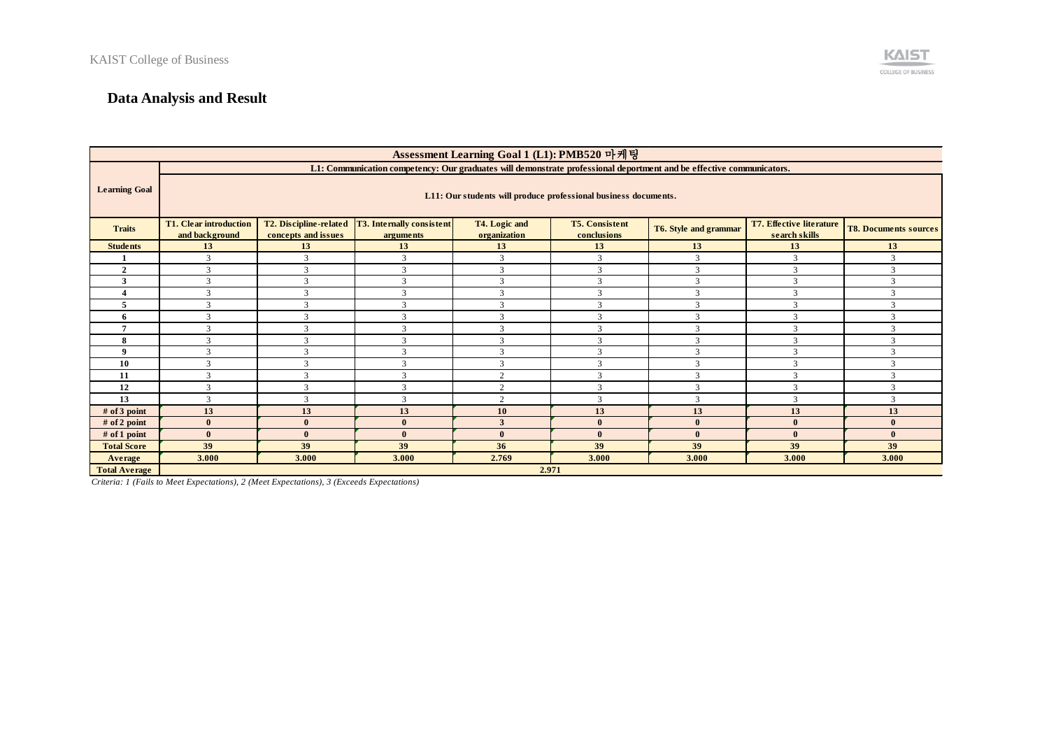## Data Analysis and Result

| Assessment Learning Goal 1 (L1): PMB520 마케팅 | | | | | | | | |
|---|---|---|---|---|---|---|---|---|
| Learning Goal | L1: Communication competency: Our graduates will demonstrate professional deportment and be effective communicators. | | | | | | | |
| | L11: Our students will produce professional business documents. | | | | | | | |
| Traits | T1. Clear introduction and background | T2. Discipline-related concepts and issues | T3. Internally consistent arguments | T4. Logic and organization | T5. Consistent conclusions | T6. Style and grammar | T7. Effective literature search skills | T8. Documents sources |
| Students | 13 | 13 | 13 | 13 | 13 | 13 | 13 | 13 |
| 1 | 3 | 3 | 3 | 3 | 3 | 3 | 3 | 3 |
| 2 | 3 | 3 | 3 | 3 | 3 | 3 | 3 | 3 |
| 3 | 3 | 3 | 3 | 3 | 3 | 3 | 3 | 3 |
| 4 | 3 | 3 | 3 | 3 | 3 | 3 | 3 | 3 |
| 5 | 3 | 3 | 3 | 3 | 3 | 3 | 3 | 3 |
| 6 | 3 | 3 | 3 | 3 | 3 | 3 | 3 | 3 |
| 7 | 3 | 3 | 3 | 3 | 3 | 3 | 3 | 3 |
| 8 | 3 | 3 | 3 | 3 | 3 | 3 | 3 | 3 |
| 9 | 3 | 3 | 3 | 3 | 3 | 3 | 3 | 3 |
| 10 | 3 | 3 | 3 | 3 | 3 | 3 | 3 | 3 |
| 11 | 3 | 3 | 3 | 2 | 3 | 3 | 3 | 3 |
| 12 | 3 | 3 | 3 | 2 | 3 | 3 | 3 | 3 |
| 13 | 3 | 3 | 3 | 2 | 3 | 3 | 3 | 3 |
| # of 3 point | 13 | 13 | 13 | 10 | 13 | 13 | 13 | 13 |
| # of 2 point | 0 | 0 | 0 | 3 | 0 | 0 | 0 | 0 |
| # of 1 point | 0 | 0 | 0 | 0 | 0 | 0 | 0 | 0 |
| Total Score | 39 | 39 | 39 | 36 | 39 | 39 | 39 | 39 |
| Average | 3.000 | 3.000 | 3.000 | 2.769 | 3.000 | 3.000 | 3.000 | 3.000 |
| Total Average | 2.971 | | | | | | | |

*Criteria: 1 (Fails to Meet Expectations), 2 (Meet Expectations), 3 (Exceeds Expectations)*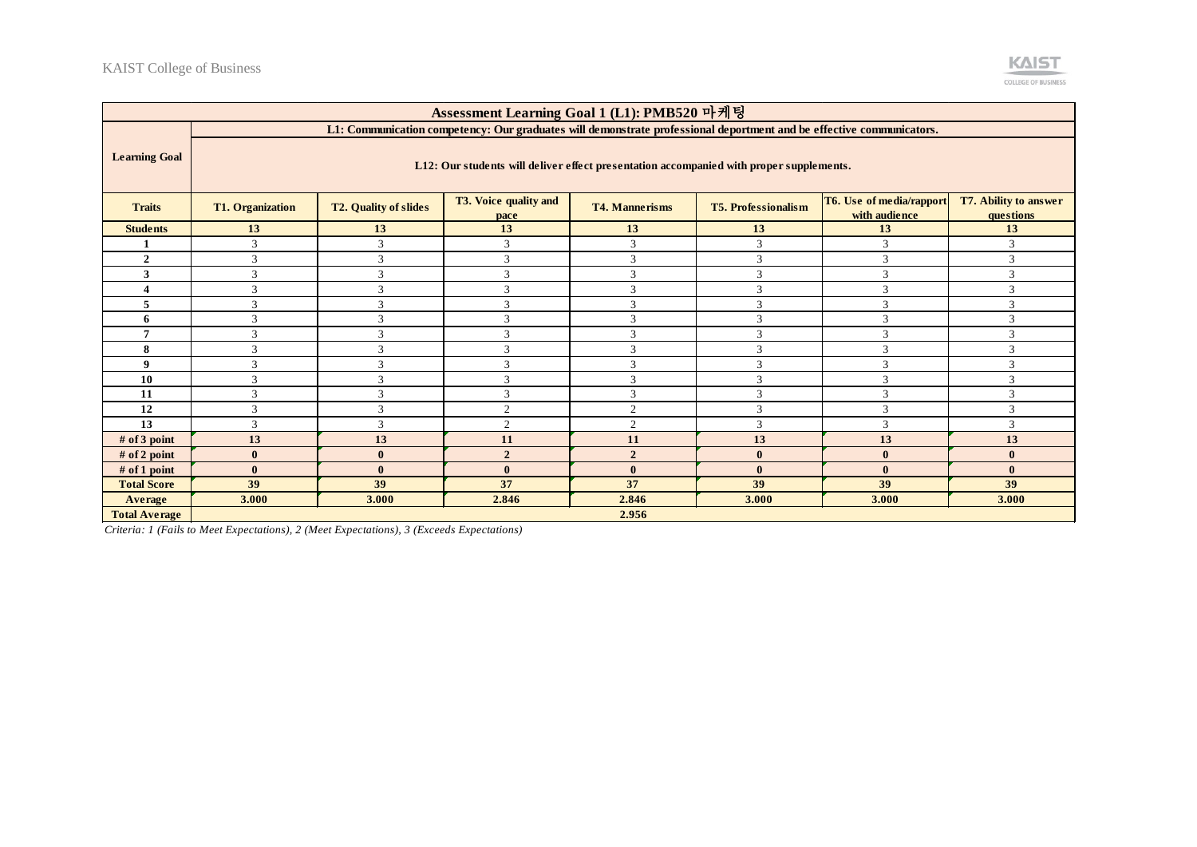| Assessment Learning Goal 1 (L1): PMB520 마케팅 | | | | | | | |
|---|---|---|---|---|---|---|---|
| **Learning Goal** | L1: Communication competency: Our graduates will demonstrate professional deportment and be effective communicators. | | | | | | |
| | L12: Our students will deliver effect presentation accompanied with proper supplements. | | | | | | |
| **Traits** | **T1. Organization** | **T2. Quality of slides** | **T3. Voice quality and pace** | **T4. Mannerisms** | **T5. Professionalism** | **T6. Use of media/rapport with audience** | **T7. Ability to answer questions** |
| **Students** | **13** | **13** | **13** | **13** | **13** | **13** | **13** |
| **1** | 3 | 3 | 3 | 3 | 3 | 3 | 3 |
| **2** | 3 | 3 | 3 | 3 | 3 | 3 | 3 |
| **3** | 3 | 3 | 3 | 3 | 3 | 3 | 3 |
| **4** | 3 | 3 | 3 | 3 | 3 | 3 | 3 |
| **5** | 3 | 3 | 3 | 3 | 3 | 3 | 3 |
| **6** | 3 | 3 | 3 | 3 | 3 | 3 | 3 |
| **7** | 3 | 3 | 3 | 3 | 3 | 3 | 3 |
| **8** | 3 | 3 | 3 | 3 | 3 | 3 | 3 |
| **9** | 3 | 3 | 3 | 3 | 3 | 3 | 3 |
| **10** | 3 | 3 | 3 | 3 | 3 | 3 | 3 |
| **11** | 3 | 3 | 3 | 3 | 3 | 3 | 3 |
| **12** | 3 | 3 | 2 | 2 | 3 | 3 | 3 |
| **13** | 3 | 3 | 2 | 2 | 3 | 3 | 3 |
| **# of 3 point** | **13** | **13** | **11** | **11** | **13** | **13** | **13** |
| **# of 2 point** | **0** | **0** | **2** | **2** | **0** | **0** | **0** |
| **# of 1 point** | **0** | **0** | **0** | **0** | **0** | **0** | **0** |
| **Total Score** | **39** | **39** | **37** | **37** | **39** | **39** | **39** |
| **Average** | **3.000** | **3.000** | **2.846** | **2.846** | **3.000** | **3.000** | **3.000** |
| **Total Average** | **2.956** | | | | | | |

*Criteria: 1 (Fails to Meet Expectations), 2 (Meet Expectations), 3 (Exceeds Expectations)*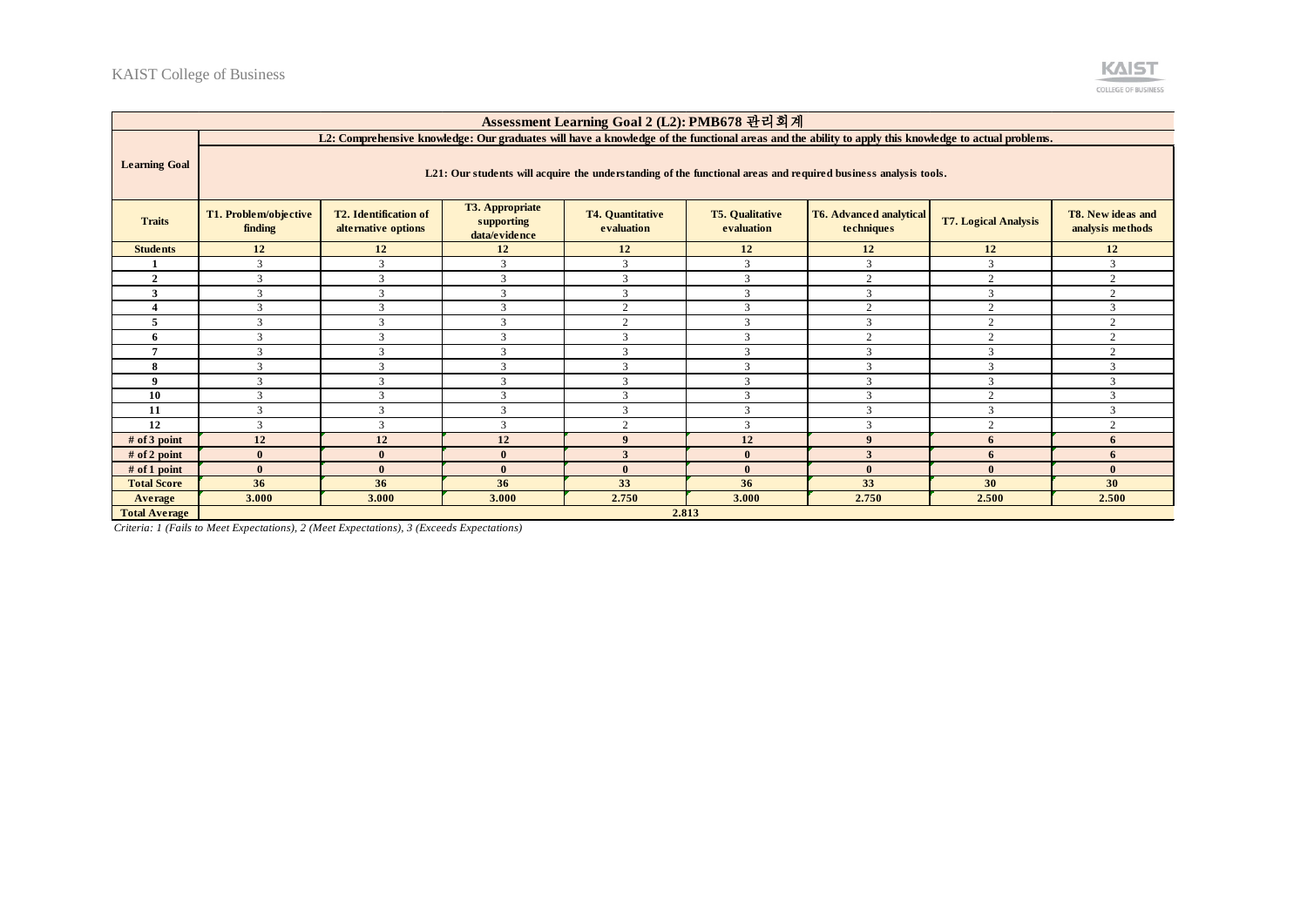| Assessment Learning Goal 2 (L2): PMB678 관리회계 | | | | | | | | |
|---|---|---|---|---|---|---|---|---|
| Learning Goal | L2: Comprehensive knowledge: Our graduates will have a knowledge of the functional areas and the ability to apply this knowledge to actual problems. | | | | | | | |
| | L21: Our students will acquire the understanding of the functional areas and required business analysis tools. | | | | | | | |
| Traits | T1. Problem/objective finding | T2. Identification of alternative options | T3. Appropriate supporting data/evidence | T4. Quantitative evaluation | T5. Qualitative evaluation | T6. Advanced analytical techniques | T7. Logical Analysis | T8. New ideas and analysis methods |
| Students | 12 | 12 | 12 | 12 | 12 | 12 | 12 | 12 |
| 1 | 3 | 3 | 3 | 3 | 3 | 3 | 3 | 3 |
| 2 | 3 | 3 | 3 | 3 | 3 | 2 | 2 | 2 |
| 3 | 3 | 3 | 3 | 3 | 3 | 3 | 3 | 2 |
| 4 | 3 | 3 | 3 | 2 | 3 | 2 | 2 | 3 |
| 5 | 3 | 3 | 3 | 2 | 3 | 3 | 2 | 2 |
| 6 | 3 | 3 | 3 | 3 | 3 | 2 | 2 | 2 |
| 7 | 3 | 3 | 3 | 3 | 3 | 3 | 3 | 2 |
| 8 | 3 | 3 | 3 | 3 | 3 | 3 | 3 | 3 |
| 9 | 3 | 3 | 3 | 3 | 3 | 3 | 3 | 3 |
| 10 | 3 | 3 | 3 | 3 | 3 | 3 | 2 | 3 |
| 11 | 3 | 3 | 3 | 3 | 3 | 3 | 3 | 3 |
| 12 | 3 | 3 | 3 | 2 | 3 | 3 | 2 | 2 |
| # of 3 point | 12 | 12 | 12 | 9 | 12 | 9 | 6 | 6 |
| # of 2 point | 0 | 0 | 0 | 3 | 0 | 3 | 6 | 6 |
| # of 1 point | 0 | 0 | 0 | 0 | 0 | 0 | 0 | 0 |
| Total Score | 36 | 36 | 36 | 33 | 36 | 33 | 30 | 30 |
| Average | 3.000 | 3.000 | 3.000 | 2.750 | 3.000 | 2.750 | 2.500 | 2.500 |
| Total Average | 2.813 | | | | | | | |

*Criteria: 1 (Fails to Meet Expectations), 2 (Meet Expectations), 3 (Exceeds Expectations)*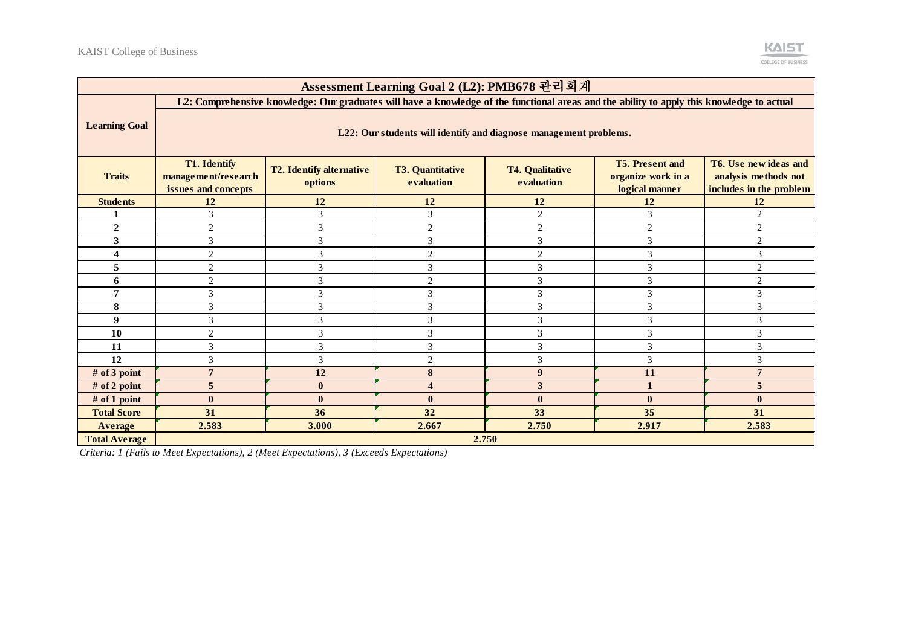| Assessment Learning Goal 2 (L2): PMB678 관리회계 | | | | | | |
|---|---|---|---|---|---|---|
| **Learning Goal** | **L2: Comprehensive knowledge: Our graduates will have a knowledge of the functional areas and the ability to apply this knowledge to actual** | | | | | |
| | **L22: Our students will identify and diagnose management problems.** | | | | | |
| **Traits** | **T1. Identify management/research issues and concepts** | **T2. Identify alternative options** | **T3. Quantitative evaluation** | **T4. Qualitative evaluation** | **T5. Present and organize work in a logical manner** | **T6. Use new ideas and analysis methods not includes in the problem** |
| **Students** | **12** | **12** | **12** | **12** | **12** | **12** |
| **1** | 3 | 3 | 3 | 2 | 3 | 2 |
| **2** | 2 | 3 | 2 | 2 | 2 | 2 |
| **3** | 3 | 3 | 3 | 3 | 3 | 2 |
| **4** | 2 | 3 | 2 | 2 | 3 | 3 |
| **5** | 2 | 3 | 3 | 3 | 3 | 2 |
| **6** | 2 | 3 | 2 | 3 | 3 | 2 |
| **7** | 3 | 3 | 3 | 3 | 3 | 3 |
| **8** | 3 | 3 | 3 | 3 | 3 | 3 |
| **9** | 3 | 3 | 3 | 3 | 3 | 3 |
| **10** | 2 | 3 | 3 | 3 | 3 | 3 |
| **11** | 3 | 3 | 3 | 3 | 3 | 3 |
| **12** | 3 | 3 | 2 | 3 | 3 | 3 |
| **# of 3 point** | **7** | **12** | **8** | **9** | **11** | **7** |
| **# of 2 point** | **5** | **0** | **4** | **3** | **1** | **5** |
| **# of 1 point** | **0** | **0** | **0** | **0** | **0** | **0** |
| **Total Score** | **31** | **36** | **32** | **33** | **35** | **31** |
| **Average** | **2.583** | **3.000** | **2.667** | **2.750** | **2.917** | **2.583** |
| **Total Average** | **2.750** | | | | | |

*Criteria: 1 (Fails to Meet Expectations), 2 (Meet Expectations), 3 (Exceeds Expectations)*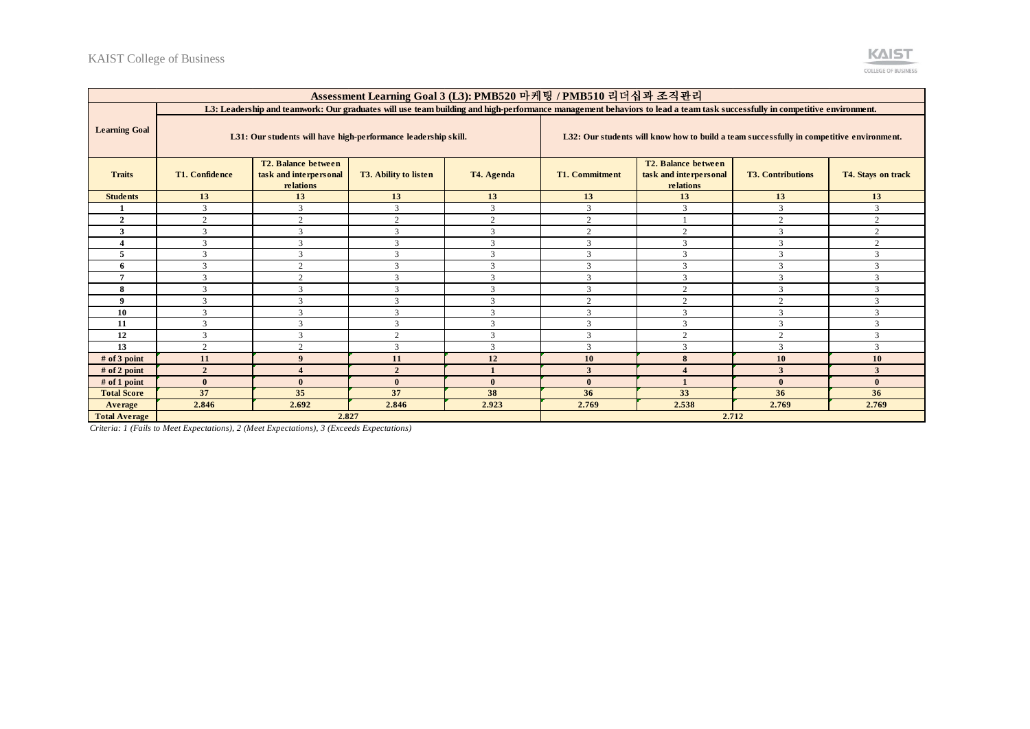| Assessment Learning Goal 3 (L3): PMB520 마케팅 / PMB510 리더십과 조직관리 | | | | | | | | |
|---|---|---|---|---|---|---|---|---|
| Learning Goal | L3: Leadership and teamwork: Our graduates will use team building and high-performance management behaviors to lead a team task successfully in competitive environment. | | | | | | | |
| | L31: Our students will have high-performance leadership skill. | | | | L32: Our students will know how to build a team successfully in competitive environment. | | | |
| Traits | T1. Confidence | T2. Balance between task and interpersonal relations | T3. Ability to listen | T4. Agenda | T1. Commitment | T2. Balance between task and interpersonal relations | T3. Contributions | T4. Stays on track |
| Students | 13 | 13 | 13 | 13 | 13 | 13 | 13 | 13 |
| 1 | 3 | 3 | 3 | 3 | 3 | 3 | 3 | 3 |
| 2 | 2 | 2 | 2 | 2 | 2 | 1 | 2 | 2 |
| 3 | 3 | 3 | 3 | 3 | 2 | 2 | 3 | 2 |
| 4 | 3 | 3 | 3 | 3 | 3 | 3 | 3 | 2 |
| 5 | 3 | 3 | 3 | 3 | 3 | 3 | 3 | 3 |
| 6 | 3 | 2 | 3 | 3 | 3 | 3 | 3 | 3 |
| 7 | 3 | 2 | 3 | 3 | 3 | 3 | 3 | 3 |
| 8 | 3 | 3 | 3 | 3 | 3 | 2 | 3 | 3 |
| 9 | 3 | 3 | 3 | 3 | 2 | 2 | 2 | 3 |
| 10 | 3 | 3 | 3 | 3 | 3 | 3 | 3 | 3 |
| 11 | 3 | 3 | 3 | 3 | 3 | 3 | 3 | 3 |
| 12 | 3 | 3 | 2 | 3 | 3 | 2 | 2 | 3 |
| 13 | 2 | 2 | 3 | 3 | 3 | 3 | 3 | 3 |
| # of 3 point | 11 | 9 | 11 | 12 | 10 | 8 | 10 | 10 |
| # of 2 point | 2 | 4 | 2 | 1 | 3 | 4 | 3 | 3 |
| # of 1 point | 0 | 0 | 0 | 0 | 0 | 1 | 0 | 0 |
| Total Score | 37 | 35 | 37 | 38 | 36 | 33 | 36 | 36 |
| Average | 2.846 | 2.692 | 2.846 | 2.923 | 2.769 | 2.538 | 2.769 | 2.769 |
| Total Average | 2.827 | | | | 2.712 | | | |

*Criteria: 1 (Fails to Meet Expectations), 2 (Meet Expectations), 3 (Exceeds Expectations)*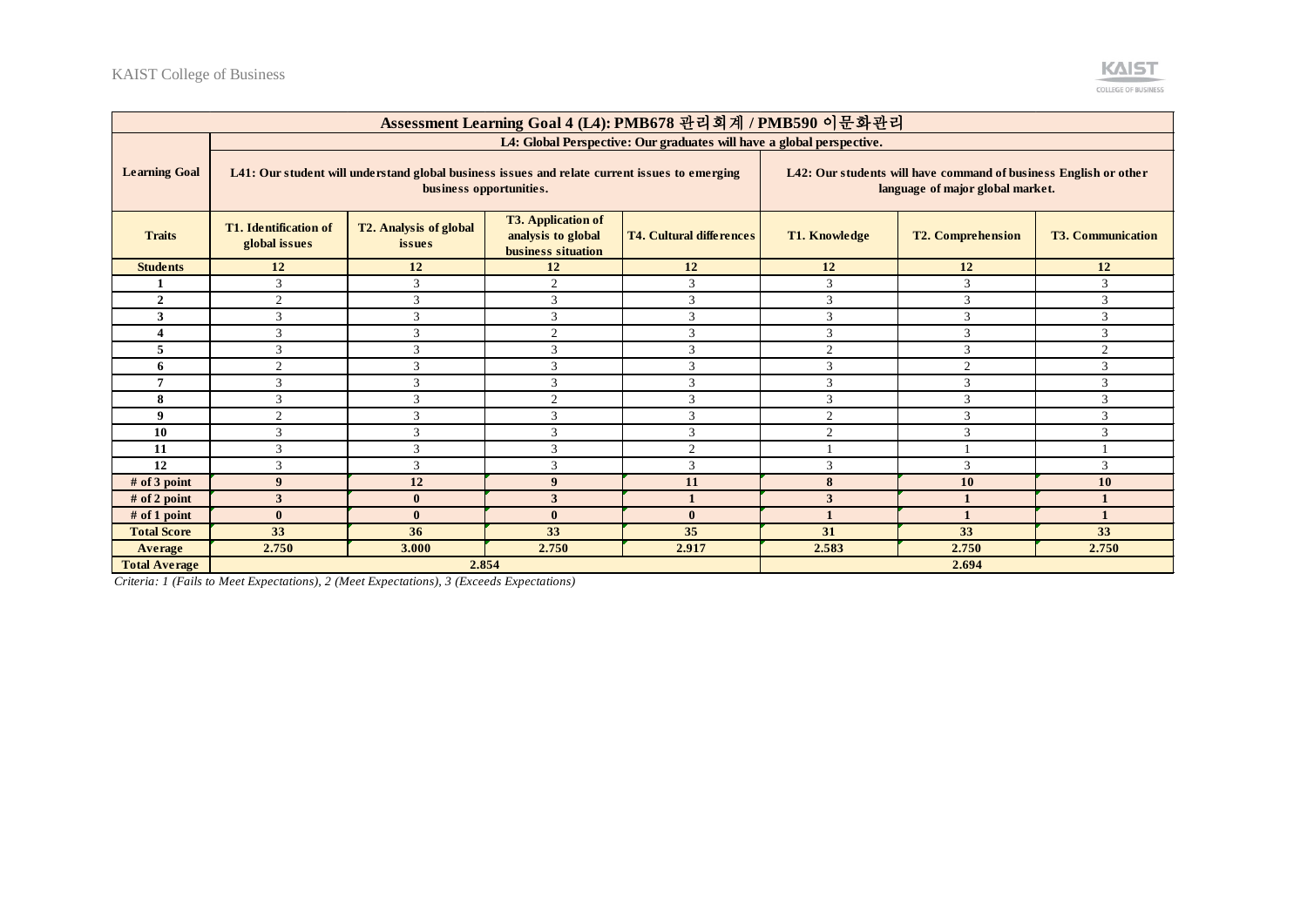| Assessment Learning Goal 4 (L4): PMB678 관리회계 / PMB590 이문화관리 | | | | | | | |
|---|---|---|---|---|---|---|---|
| **Learning Goal** | L4: Global Perspective: Our graduates will have a global perspective. | | | | | | |
| | L41: Our student will understand global business issues and relate current issues to emerging business opportunities. | | | | L42: Our students will have command of business English or other language of major global market. | | |
| **Traits** | T1. Identification of global issues | T2. Analysis of global issues | T3. Application of analysis to global business situation | T4. Cultural differences | T1. Knowledge | T2. Comprehension | T3. Communication |
| **Students** | 12 | 12 | 12 | 12 | 12 | 12 | 12 |
| **1** | 3 | 3 | 2 | 3 | 3 | 3 | 3 |
| **2** | 2 | 3 | 3 | 3 | 3 | 3 | 3 |
| **3** | 3 | 3 | 3 | 3 | 3 | 3 | 3 |
| **4** | 3 | 3 | 2 | 3 | 3 | 3 | 3 |
| **5** | 3 | 3 | 3 | 3 | 2 | 3 | 2 |
| **6** | 2 | 3 | 3 | 3 | 3 | 2 | 3 |
| **7** | 3 | 3 | 3 | 3 | 3 | 3 | 3 |
| **8** | 3 | 3 | 2 | 3 | 3 | 3 | 3 |
| **9** | 2 | 3 | 3 | 3 | 2 | 3 | 3 |
| **10** | 3 | 3 | 3 | 3 | 2 | 3 | 3 |
| **11** | 3 | 3 | 3 | 2 | 1 | 1 | 1 |
| **12** | 3 | 3 | 3 | 3 | 3 | 3 | 3 |
| **# of 3 point** | 9 | 12 | 9 | 11 | 8 | 10 | 10 |
| **# of 2 point** | 3 | 0 | 3 | 1 | 3 | 1 | 1 |
| **# of 1 point** | 0 | 0 | 0 | 0 | 1 | 1 | 1 |
| **Total Score** | 33 | 36 | 33 | 35 | 31 | 33 | 33 |
| **Average** | 2.750 | 3.000 | 2.750 | 2.917 | 2.583 | 2.750 | 2.750 |
| **Total Average** | 2.854 | | | | 2.694 | | |

*Criteria: 1 (Fails to Meet Expectations), 2 (Meet Expectations), 3 (Exceeds Expectations)*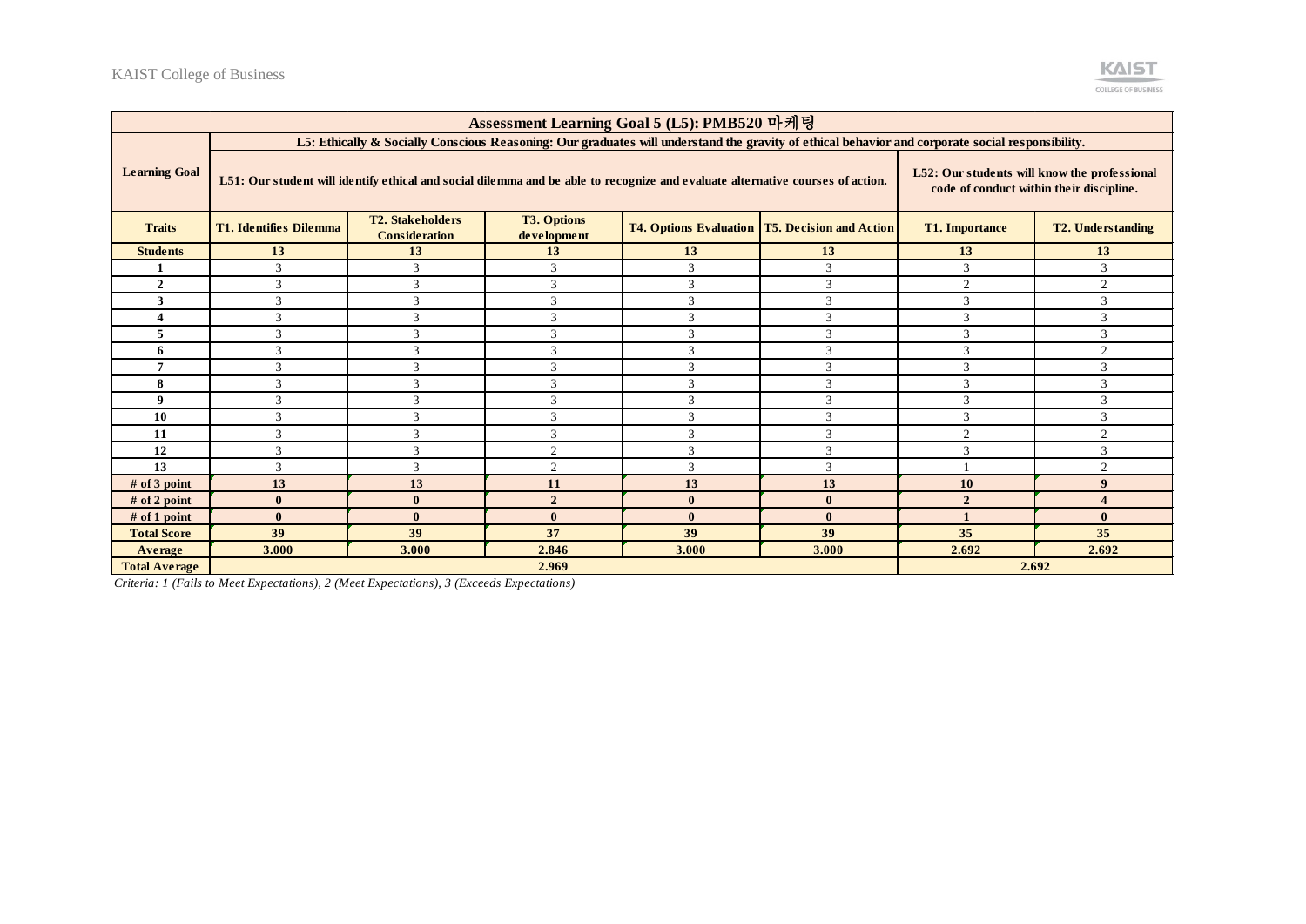| Assessment Learning Goal 5 (L5): PMB520 마케팅 | | | | | | | |
|---|---|---|---|---|---|---|---|
| Learning Goal | L5: Ethically & Socially Conscious Reasoning: Our graduates will understand the gravity of ethical behavior and corporate social responsibility. | | | | | | |
| | L51: Our student will identify ethical and social dilemma and be able to recognize and evaluate alternative courses of action. | | | | | L52: Our students will know the professional code of conduct within their discipline. | |
| Traits | T1. Identifies Dilemma | T2. Stakeholders Consideration | T3. Options development | T4. Options Evaluation | T5. Decision and Action | T1. Importance | T2. Understanding |
| Students | 13 | 13 | 13 | 13 | 13 | 13 | 13 |
| 1 | 3 | 3 | 3 | 3 | 3 | 3 | 3 |
| 2 | 3 | 3 | 3 | 3 | 3 | 2 | 2 |
| 3 | 3 | 3 | 3 | 3 | 3 | 3 | 3 |
| 4 | 3 | 3 | 3 | 3 | 3 | 3 | 3 |
| 5 | 3 | 3 | 3 | 3 | 3 | 3 | 3 |
| 6 | 3 | 3 | 3 | 3 | 3 | 3 | 2 |
| 7 | 3 | 3 | 3 | 3 | 3 | 3 | 3 |
| 8 | 3 | 3 | 3 | 3 | 3 | 3 | 3 |
| 9 | 3 | 3 | 3 | 3 | 3 | 3 | 3 |
| 10 | 3 | 3 | 3 | 3 | 3 | 3 | 3 |
| 11 | 3 | 3 | 3 | 3 | 3 | 2 | 2 |
| 12 | 3 | 3 | 2 | 3 | 3 | 3 | 3 |
| 13 | 3 | 3 | 2 | 3 | 3 | 1 | 2 |
| # of 3 point | 13 | 13 | 11 | 13 | 13 | 10 | 9 |
| # of 2 point | 0 | 0 | 2 | 0 | 0 | 2 | 4 |
| # of 1 point | 0 | 0 | 0 | 0 | 0 | 1 | 0 |
| Total Score | 39 | 39 | 37 | 39 | 39 | 35 | 35 |
| Average | 3.000 | 3.000 | 2.846 | 3.000 | 3.000 | 2.692 | 2.692 |
| Total Average | 2.969 | | | | | 2.692 | |

*Criteria: 1 (Fails to Meet Expectations), 2 (Meet Expectations), 3 (Exceeds Expectations)*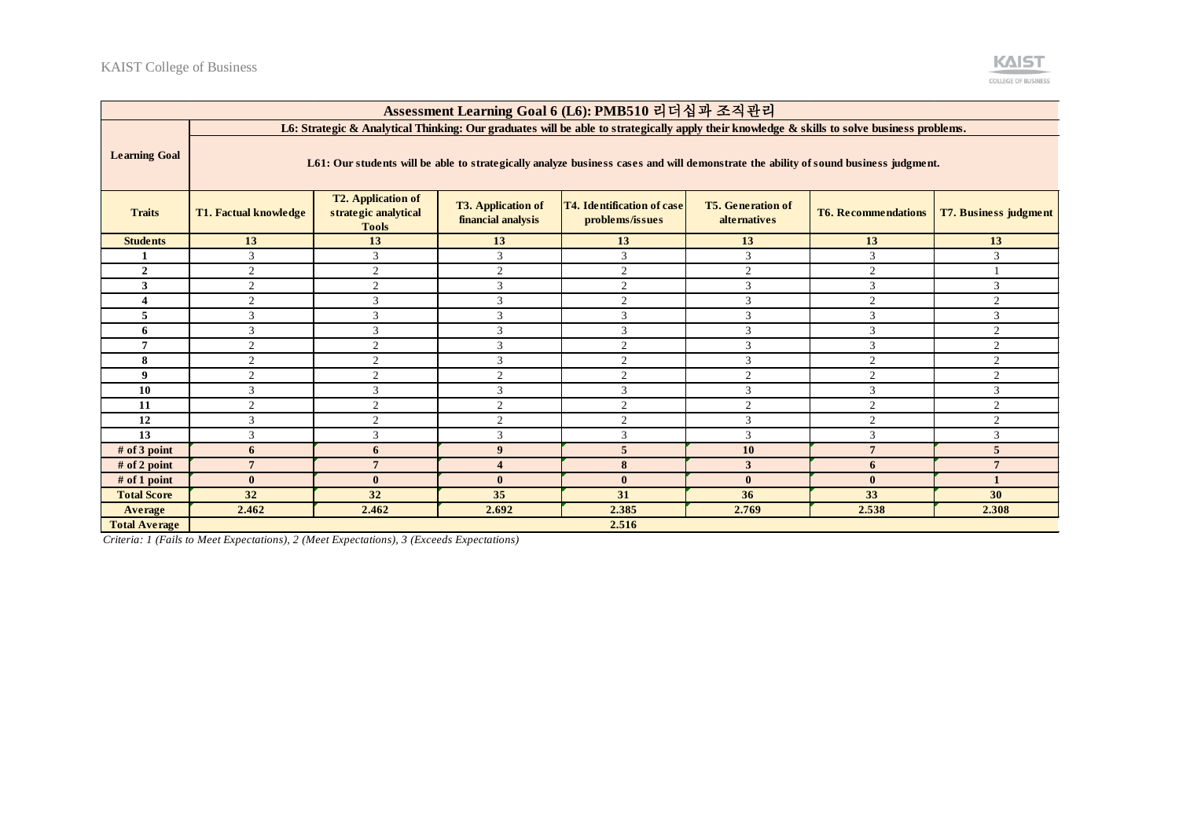| Assessment Learning Goal 6 (L6): PMB510 리더십과 조직관리 | | | | | | | |
|---|---|---|---|---|---|---|---|
| **Learning Goal** | L6: Strategic & Analytical Thinking: Our graduates will be able to strategically apply their knowledge & skills to solve business problems. | | | | | | |
| | L61: Our students will be able to strategically analyze business cases and will demonstrate the ability of sound business judgment. | | | | | | |
| **Traits** | **T1. Factual knowledge** | **T2. Application of strategic analytical Tools** | **T3. Application of financial analysis** | **T4. Identification of case problems/issues** | **T5. Generation of alternatives** | **T6. Recommendations** | **T7. Business judgment** |
| **Students** | **13** | **13** | **13** | **13** | **13** | **13** | **13** |
| **1** | 3 | 3 | 3 | 3 | 3 | 3 | 3 |
| **2** | 2 | 2 | 2 | 2 | 2 | 2 | 1 |
| **3** | 2 | 2 | 3 | 2 | 3 | 3 | 3 |
| **4** | 2 | 3 | 3 | 2 | 3 | 2 | 2 |
| **5** | 3 | 3 | 3 | 3 | 3 | 3 | 3 |
| **6** | 3 | 3 | 3 | 3 | 3 | 3 | 2 |
| **7** | 2 | 2 | 3 | 2 | 3 | 3 | 2 |
| **8** | 2 | 2 | 3 | 2 | 3 | 2 | 2 |
| **9** | 2 | 2 | 2 | 2 | 2 | 2 | 2 |
| **10** | 3 | 3 | 3 | 3 | 3 | 3 | 3 |
| **11** | 2 | 2 | 2 | 2 | 2 | 2 | 2 |
| **12** | 3 | 2 | 2 | 2 | 3 | 2 | 2 |
| **13** | 3 | 3 | 3 | 3 | 3 | 3 | 3 |
| **# of 3 point** | **6** | **6** | **9** | **5** | **10** | **7** | **5** |
| **# of 2 point** | **7** | **7** | **4** | **8** | **3** | **6** | **7** |
| **# of 1 point** | **0** | **0** | **0** | **0** | **0** | **0** | **1** |
| **Total Score** | **32** | **32** | **35** | **31** | **36** | **33** | **30** |
| **Average** | **2.462** | **2.462** | **2.692** | **2.385** | **2.769** | **2.538** | **2.308** |
| **Total Average** | **2.516** | | | | | | |

*Criteria: 1 (Fails to Meet Expectations), 2 (Meet Expectations), 3 (Exceeds Expectations)*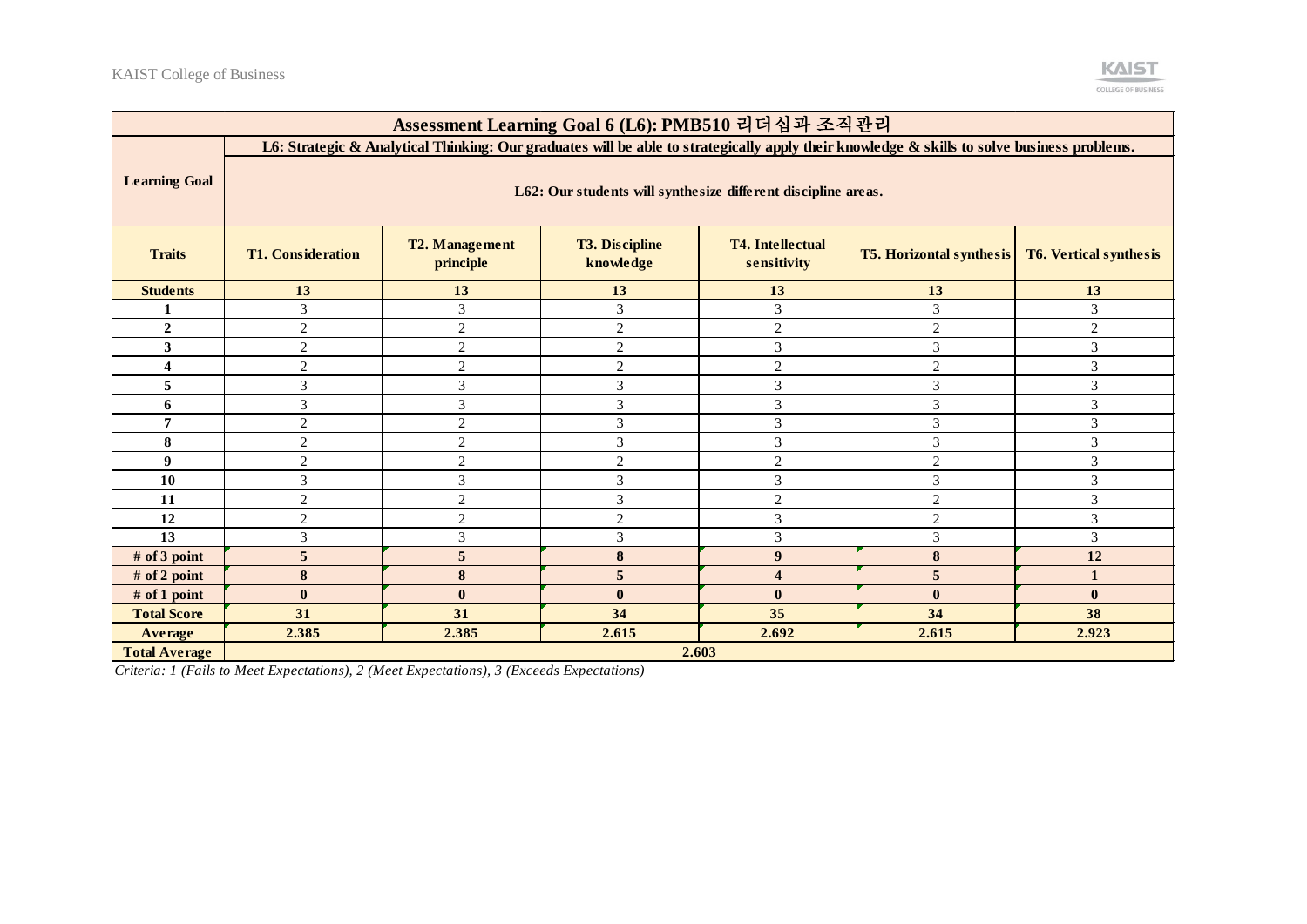| Assessment Learning Goal 6 (L6): PMB510 리더십과 조직관리 | | | | | | |
|---|---|---|---|---|---|---|
| Learning Goal | L6: Strategic & Analytical Thinking: Our graduates will be able to strategically apply their knowledge & skills to solve business problems. | | | | | |
| | L62: Our students will synthesize different discipline areas. | | | | | |
| Traits | T1. Consideration | T2. Management principle | T3. Discipline knowledge | T4. Intellectual sensitivity | T5. Horizontal synthesis | T6. Vertical synthesis |
| Students | 13 | 13 | 13 | 13 | 13 | 13 |
| 1 | 3 | 3 | 3 | 3 | 3 | 3 |
| 2 | 2 | 2 | 2 | 2 | 2 | 2 |
| 3 | 2 | 2 | 2 | 3 | 3 | 3 |
| 4 | 2 | 2 | 2 | 2 | 2 | 3 |
| 5 | 3 | 3 | 3 | 3 | 3 | 3 |
| 6 | 3 | 3 | 3 | 3 | 3 | 3 |
| 7 | 2 | 2 | 3 | 3 | 3 | 3 |
| 8 | 2 | 2 | 3 | 3 | 3 | 3 |
| 9 | 2 | 2 | 2 | 2 | 2 | 3 |
| 10 | 3 | 3 | 3 | 3 | 3 | 3 |
| 11 | 2 | 2 | 3 | 2 | 2 | 3 |
| 12 | 2 | 2 | 2 | 3 | 2 | 3 |
| 13 | 3 | 3 | 3 | 3 | 3 | 3 |
| # of 3 point | 5 | 5 | 8 | 9 | 8 | 12 |
| # of 2 point | 8 | 8 | 5 | 4 | 5 | 1 |
| # of 1 point | 0 | 0 | 0 | 0 | 0 | 0 |
| Total Score | 31 | 31 | 34 | 35 | 34 | 38 |
| Average | 2.385 | 2.385 | 2.615 | 2.692 | 2.615 | 2.923 |
| Total Average | 2.603 | | | | | |

*Criteria: 1 (Fails to Meet Expectations), 2 (Meet Expectations), 3 (Exceeds Expectations)*